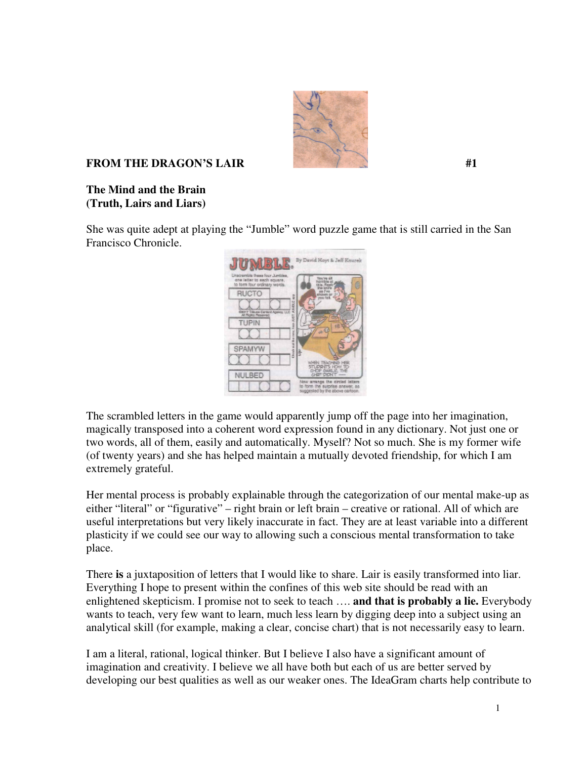**FROM THE DRAGON'S LAIR** **#1**

**The Mind and the Brain**
**(Truth, Lairs and Liars)**

She was quite adept at playing the "Jumble" word puzzle game that is still carried in the San Francisco Chronicle.

The scrambled letters in the game would apparently jump off the page into her imagination, magically transposed into a coherent word expression found in any dictionary. Not just one or two words, all of them, easily and automatically. Myself? Not so much. She is my former wife (of twenty years) and she has helped maintain a mutually devoted friendship, for which I am extremely grateful.

Her mental process is probably explainable through the categorization of our mental make-up as either "literal" or "figurative" – right brain or left brain – creative or rational. All of which are useful interpretations but very likely inaccurate in fact. They are at least variable into a different plasticity if we could see our way to allowing such a conscious mental transformation to take place.

There **is** a juxtaposition of letters that I would like to share. Lair is easily transformed into liar. Everything I hope to present within the confines of this web site should be read with an enlightened skepticism. I promise not to seek to teach …. **and that is probably a lie.** Everybody wants to teach, very few want to learn, much less learn by digging deep into a subject using an analytical skill (for example, making a clear, concise chart) that is not necessarily easy to learn.

I am a literal, rational, logical thinker. But I believe I also have a significant amount of imagination and creativity. I believe we all have both but each of us are better served by developing our best qualities as well as our weaker ones. The IdeaGram charts help contribute to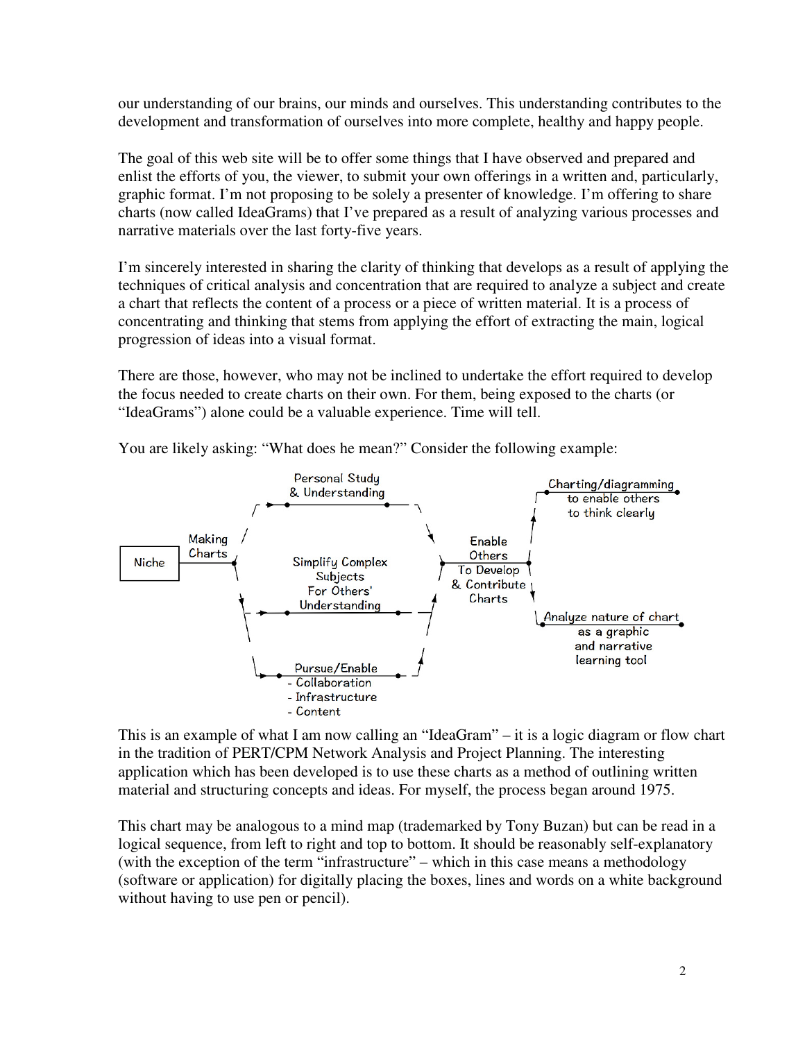our understanding of our brains, our minds and ourselves. This understanding contributes to the development and transformation of ourselves into more complete, healthy and happy people.

The goal of this web site will be to offer some things that I have observed and prepared and enlist the efforts of you, the viewer, to submit your own offerings in a written and, particularly, graphic format. I'm not proposing to be solely a presenter of knowledge. I'm offering to share charts (now called IdeaGrams) that I've prepared as a result of analyzing various processes and narrative materials over the last forty-five years.

I'm sincerely interested in sharing the clarity of thinking that develops as a result of applying the techniques of critical analysis and concentration that are required to analyze a subject and create a chart that reflects the content of a process or a piece of written material. It is a process of concentrating and thinking that stems from applying the effort of extracting the main, logical progression of ideas into a visual format.

There are those, however, who may not be inclined to undertake the effort required to develop the focus needed to create charts on their own. For them, being exposed to the charts (or "IdeaGrams") alone could be a valuable experience. Time will tell.

You are likely asking: "What does he mean?" Consider the following example:

Niche → Making Charts →
- Personal Study & Understanding
- Simplify Complex Subjects For Others' Understanding
- Pursue/Enable
  - Collaboration
  - Infrastructure
  - Content

→ Enable Others To Develop & Contribute Charts →
- Charting/diagramming to enable others to think clearly
- Analyze nature of chart as a graphic and narrative learning tool

This is an example of what I am now calling an "IdeaGram" – it is a logic diagram or flow chart in the tradition of PERT/CPM Network Analysis and Project Planning. The interesting application which has been developed is to use these charts as a method of outlining written material and structuring concepts and ideas. For myself, the process began around 1975.

This chart may be analogous to a mind map (trademarked by Tony Buzan) but can be read in a logical sequence, from left to right and top to bottom. It should be reasonably self-explanatory (with the exception of the term "infrastructure" – which in this case means a methodology (software or application) for digitally placing the boxes, lines and words on a white background without having to use pen or pencil).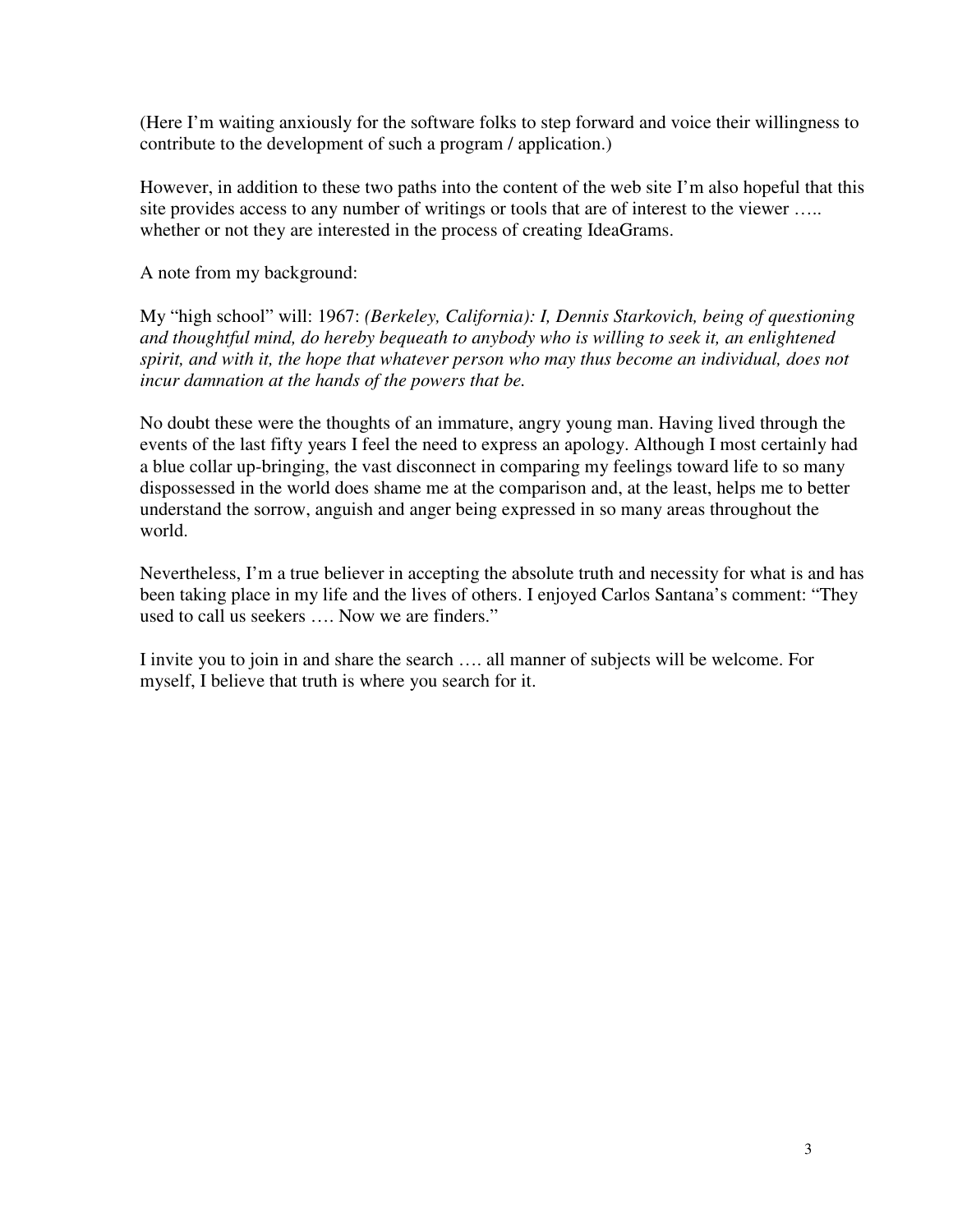(Here I'm waiting anxiously for the software folks to step forward and voice their willingness to contribute to the development of such a program / application.)

However, in addition to these two paths into the content of the web site I'm also hopeful that this site provides access to any number of writings or tools that are of interest to the viewer ….. whether or not they are interested in the process of creating IdeaGrams.

A note from my background:

My "high school" will: 1967: *(Berkeley, California): I, Dennis Starkovich, being of questioning and thoughtful mind, do hereby bequeath to anybody who is willing to seek it, an enlightened spirit, and with it, the hope that whatever person who may thus become an individual, does not incur damnation at the hands of the powers that be.*

No doubt these were the thoughts of an immature, angry young man. Having lived through the events of the last fifty years I feel the need to express an apology. Although I most certainly had a blue collar up-bringing, the vast disconnect in comparing my feelings toward life to so many dispossessed in the world does shame me at the comparison and, at the least, helps me to better understand the sorrow, anguish and anger being expressed in so many areas throughout the world.

Nevertheless, I'm a true believer in accepting the absolute truth and necessity for what is and has been taking place in my life and the lives of others. I enjoyed Carlos Santana's comment: "They used to call us seekers …. Now we are finders."

I invite you to join in and share the search …. all manner of subjects will be welcome. For myself, I believe that truth is where you search for it.